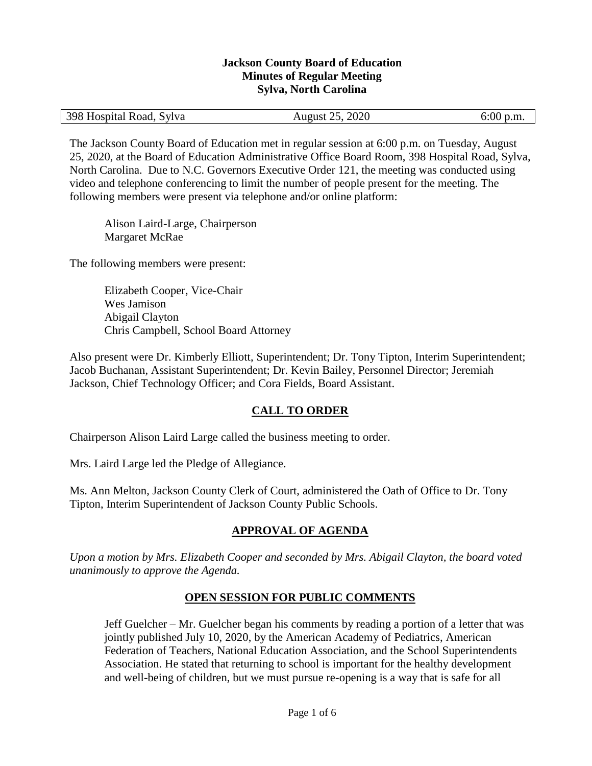**Jackson County Board of Education**
**Minutes of Regular Meeting**
**Sylva, North Carolina**

| 398 Hospital Road, Sylva | August 25, 2020 | 6:00 p.m. |
|---|---|---|

The Jackson County Board of Education met in regular session at 6:00 p.m. on Tuesday, August 25, 2020, at the Board of Education Administrative Office Board Room, 398 Hospital Road, Sylva, North Carolina. Due to N.C. Governors Executive Order 121, the meeting was conducted using video and telephone conferencing to limit the number of people present for the meeting. The following members were present via telephone and/or online platform:

Alison Laird-Large, Chairperson
Margaret McRae

The following members were present:

Elizabeth Cooper, Vice-Chair
Wes Jamison
Abigail Clayton
Chris Campbell, School Board Attorney

Also present were Dr. Kimberly Elliott, Superintendent; Dr. Tony Tipton, Interim Superintendent; Jacob Buchanan, Assistant Superintendent; Dr. Kevin Bailey, Personnel Director; Jeremiah Jackson, Chief Technology Officer; and Cora Fields, Board Assistant.

## CALL TO ORDER

Chairperson Alison Laird Large called the business meeting to order.

Mrs. Laird Large led the Pledge of Allegiance.

Ms. Ann Melton, Jackson County Clerk of Court, administered the Oath of Office to Dr. Tony Tipton, Interim Superintendent of Jackson County Public Schools.

## APPROVAL OF AGENDA

*Upon a motion by Mrs. Elizabeth Cooper and seconded by Mrs. Abigail Clayton, the board voted unanimously to approve the Agenda.*

## OPEN SESSION FOR PUBLIC COMMENTS

Jeff Guelcher – Mr. Guelcher began his comments by reading a portion of a letter that was jointly published July 10, 2020, by the American Academy of Pediatrics, American Federation of Teachers, National Education Association, and the School Superintendents Association. He stated that returning to school is important for the healthy development and well-being of children, but we must pursue re-opening is a way that is safe for all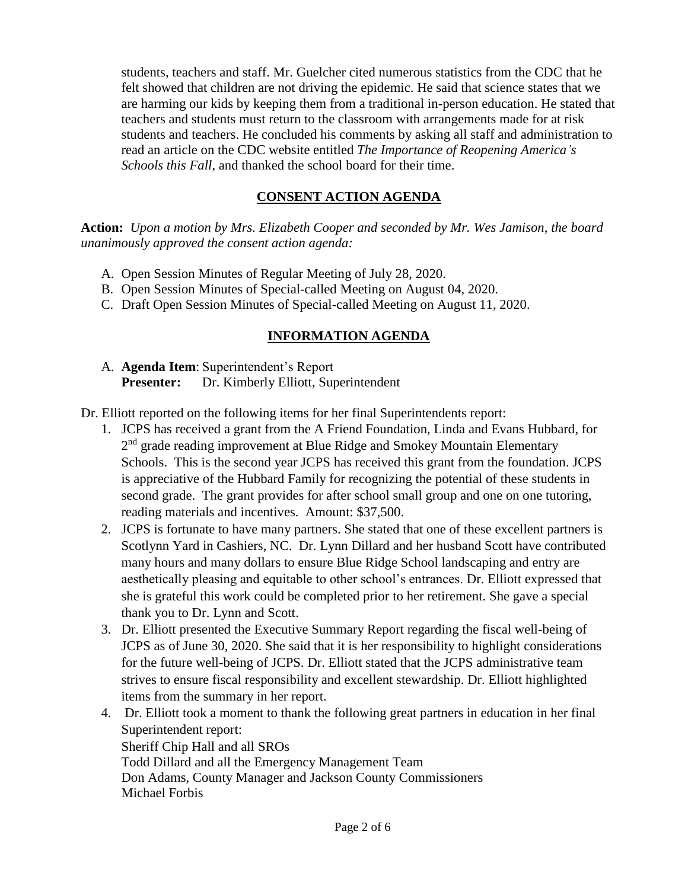students, teachers and staff. Mr. Guelcher cited numerous statistics from the CDC that he felt showed that children are not driving the epidemic. He said that science states that we are harming our kids by keeping them from a traditional in-person education. He stated that teachers and students must return to the classroom with arrangements made for at risk students and teachers. He concluded his comments by asking all staff and administration to read an article on the CDC website entitled *The Importance of Reopening America's Schools this Fall*, and thanked the school board for their time.

## CONSENT ACTION AGENDA

**Action:** *Upon a motion by Mrs. Elizabeth Cooper and seconded by Mr. Wes Jamison, the board unanimously approved the consent action agenda:*

A. Open Session Minutes of Regular Meeting of July 28, 2020.
B. Open Session Minutes of Special-called Meeting on August 04, 2020.
C. Draft Open Session Minutes of Special-called Meeting on August 11, 2020.

## INFORMATION AGENDA

A. **Agenda Item**: Superintendent's Report
   **Presenter:** Dr. Kimberly Elliott, Superintendent

Dr. Elliott reported on the following items for her final Superintendents report:

1. JCPS has received a grant from the A Friend Foundation, Linda and Evans Hubbard, for 2nd grade reading improvement at Blue Ridge and Smokey Mountain Elementary Schools. This is the second year JCPS has received this grant from the foundation. JCPS is appreciative of the Hubbard Family for recognizing the potential of these students in second grade. The grant provides for after school small group and one on one tutoring, reading materials and incentives. Amount: $37,500.
2. JCPS is fortunate to have many partners. She stated that one of these excellent partners is Scotlynn Yard in Cashiers, NC. Dr. Lynn Dillard and her husband Scott have contributed many hours and many dollars to ensure Blue Ridge School landscaping and entry are aesthetically pleasing and equitable to other school's entrances. Dr. Elliott expressed that she is grateful this work could be completed prior to her retirement. She gave a special thank you to Dr. Lynn and Scott.
3. Dr. Elliott presented the Executive Summary Report regarding the fiscal well-being of JCPS as of June 30, 2020. She said that it is her responsibility to highlight considerations for the future well-being of JCPS. Dr. Elliott stated that the JCPS administrative team strives to ensure fiscal responsibility and excellent stewardship. Dr. Elliott highlighted items from the summary in her report.
4. Dr. Elliott took a moment to thank the following great partners in education in her final Superintendent report:
   Sheriff Chip Hall and all SROs
   Todd Dillard and all the Emergency Management Team
   Don Adams, County Manager and Jackson County Commissioners
   Michael Forbis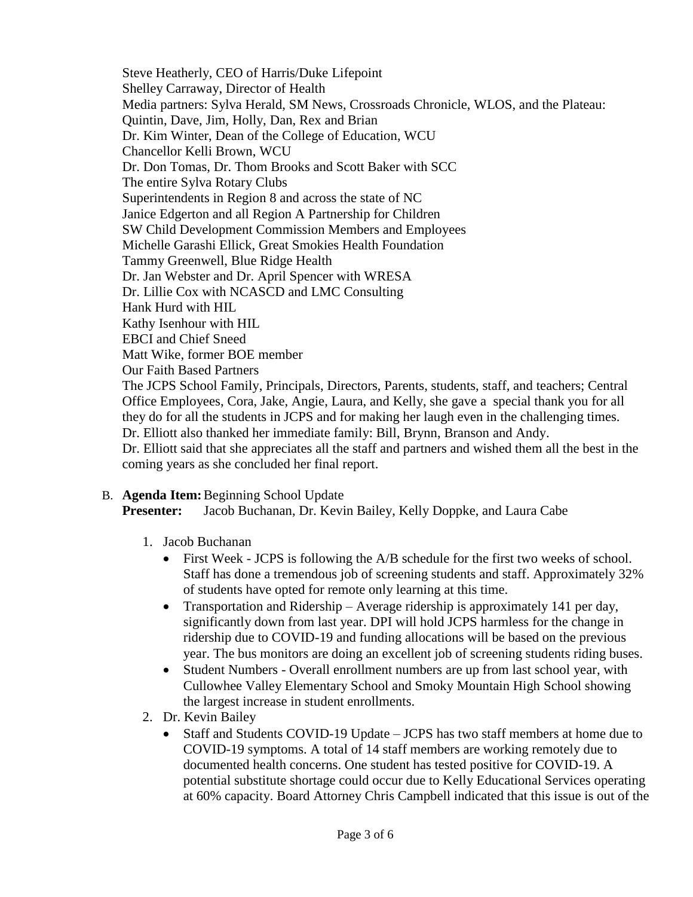Steve Heatherly, CEO of Harris/Duke Lifepoint
Shelley Carraway, Director of Health
Media partners: Sylva Herald, SM News, Crossroads Chronicle, WLOS, and the Plateau: Quintin, Dave, Jim, Holly, Dan, Rex and Brian
Dr. Kim Winter, Dean of the College of Education, WCU
Chancellor Kelli Brown, WCU
Dr. Don Tomas, Dr. Thom Brooks and Scott Baker with SCC
The entire Sylva Rotary Clubs
Superintendents in Region 8 and across the state of NC
Janice Edgerton and all Region A Partnership for Children
SW Child Development Commission Members and Employees
Michelle Garashi Ellick, Great Smokies Health Foundation
Tammy Greenwell, Blue Ridge Health
Dr. Jan Webster and Dr. April Spencer with WRESA
Dr. Lillie Cox with NCASCD and LMC Consulting
Hank Hurd with HIL
Kathy Isenhour with HIL
EBCI and Chief Sneed
Matt Wike, former BOE member
Our Faith Based Partners
The JCPS School Family, Principals, Directors, Parents, students, staff, and teachers; Central Office Employees, Cora, Jake, Angie, Laura, and Kelly, she gave a special thank you for all they do for all the students in JCPS and for making her laugh even in the challenging times.
Dr. Elliott also thanked her immediate family: Bill, Brynn, Branson and Andy.
Dr. Elliott said that she appreciates all the staff and partners and wished them all the best in the coming years as she concluded her final report.

B. **Agenda Item:** Beginning School Update
**Presenter:** Jacob Buchanan, Dr. Kevin Bailey, Kelly Doppke, and Laura Cabe

1. Jacob Buchanan
   - First Week - JCPS is following the A/B schedule for the first two weeks of school. Staff has done a tremendous job of screening students and staff. Approximately 32% of students have opted for remote only learning at this time.
   - Transportation and Ridership – Average ridership is approximately 141 per day, significantly down from last year. DPI will hold JCPS harmless for the change in ridership due to COVID-19 and funding allocations will be based on the previous year. The bus monitors are doing an excellent job of screening students riding buses.
   - Student Numbers - Overall enrollment numbers are up from last school year, with Cullowhee Valley Elementary School and Smoky Mountain High School showing the largest increase in student enrollments.
2. Dr. Kevin Bailey
   - Staff and Students COVID-19 Update – JCPS has two staff members at home due to COVID-19 symptoms. A total of 14 staff members are working remotely due to documented health concerns. One student has tested positive for COVID-19. A potential substitute shortage could occur due to Kelly Educational Services operating at 60% capacity. Board Attorney Chris Campbell indicated that this issue is out of the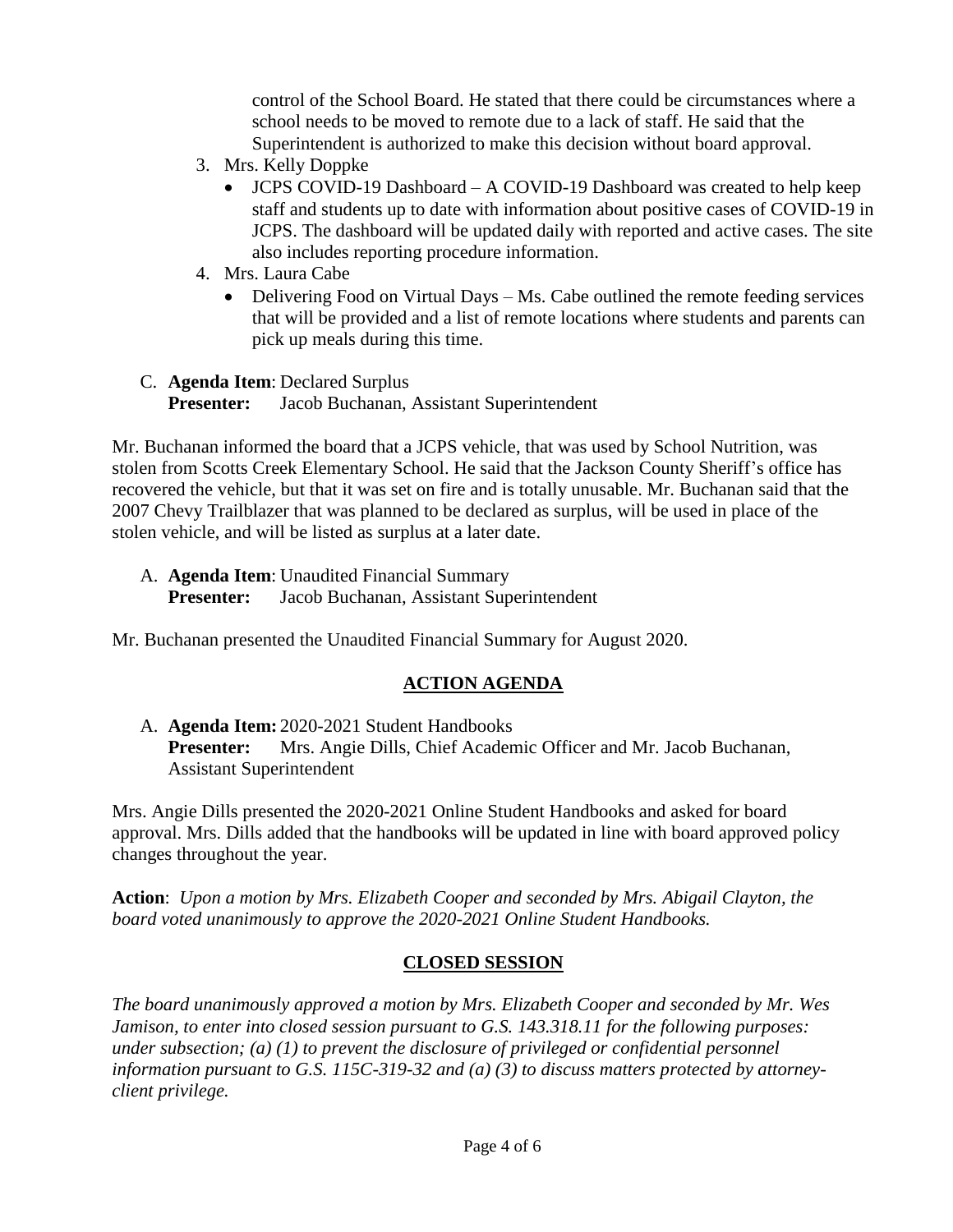control of the School Board. He stated that there could be circumstances where a school needs to be moved to remote due to a lack of staff. He said that the Superintendent is authorized to make this decision without board approval.

3. Mrs. Kelly Doppke
   - JCPS COVID-19 Dashboard – A COVID-19 Dashboard was created to help keep staff and students up to date with information about positive cases of COVID-19 in JCPS. The dashboard will be updated daily with reported and active cases. The site also includes reporting procedure information.
4. Mrs. Laura Cabe
   - Delivering Food on Virtual Days – Ms. Cabe outlined the remote feeding services that will be provided and a list of remote locations where students and parents can pick up meals during this time.

C. **Agenda Item**: Declared Surplus
   **Presenter:** Jacob Buchanan, Assistant Superintendent

Mr. Buchanan informed the board that a JCPS vehicle, that was used by School Nutrition, was stolen from Scotts Creek Elementary School. He said that the Jackson County Sheriff's office has recovered the vehicle, but that it was set on fire and is totally unusable. Mr. Buchanan said that the 2007 Chevy Trailblazer that was planned to be declared as surplus, will be used in place of the stolen vehicle, and will be listed as surplus at a later date.

A. **Agenda Item**: Unaudited Financial Summary
   **Presenter:** Jacob Buchanan, Assistant Superintendent

Mr. Buchanan presented the Unaudited Financial Summary for August 2020.

## ACTION AGENDA

A. **Agenda Item:** 2020-2021 Student Handbooks
   **Presenter:** Mrs. Angie Dills, Chief Academic Officer and Mr. Jacob Buchanan, Assistant Superintendent

Mrs. Angie Dills presented the 2020-2021 Online Student Handbooks and asked for board approval. Mrs. Dills added that the handbooks will be updated in line with board approved policy changes throughout the year.

**Action**: *Upon a motion by Mrs. Elizabeth Cooper and seconded by Mrs. Abigail Clayton, the board voted unanimously to approve the 2020-2021 Online Student Handbooks.*

## CLOSED SESSION

*The board unanimously approved a motion by Mrs. Elizabeth Cooper and seconded by Mr. Wes Jamison, to enter into closed session pursuant to G.S. 143.318.11 for the following purposes: under subsection; (a) (1) to prevent the disclosure of privileged or confidential personnel information pursuant to G.S. 115C-319-32 and (a) (3) to discuss matters protected by attorney-client privilege.*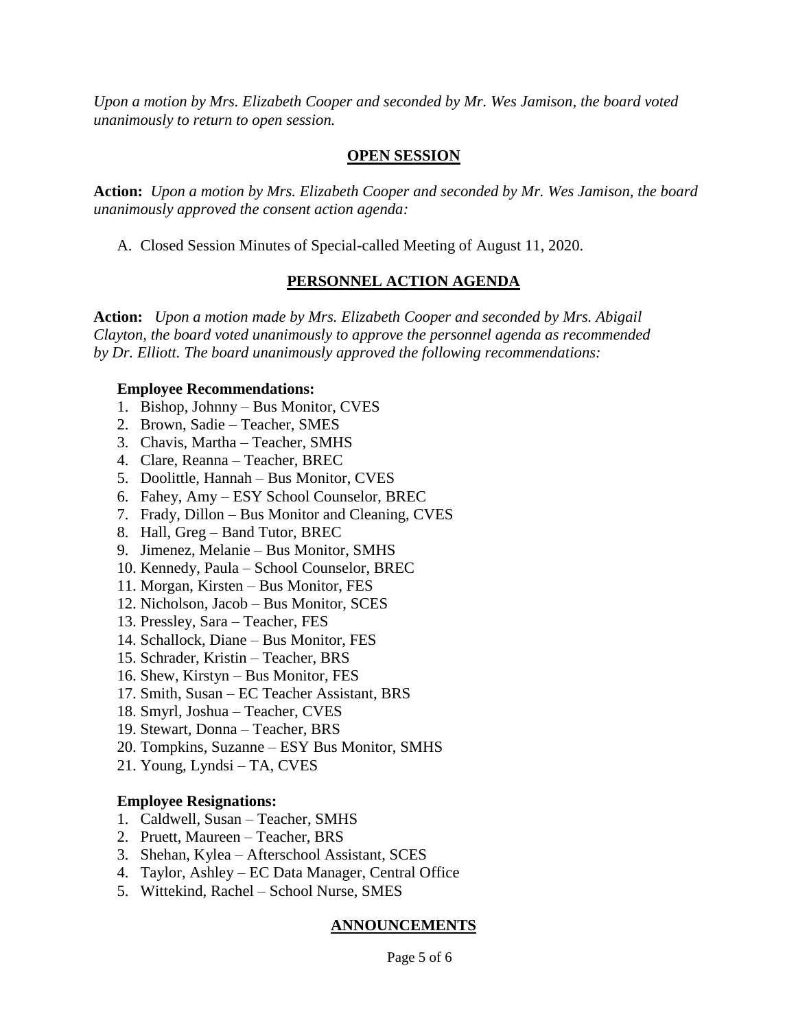*Upon a motion by Mrs. Elizabeth Cooper and seconded by Mr. Wes Jamison, the board voted unanimously to return to open session.*

## OPEN SESSION

**Action:** *Upon a motion by Mrs. Elizabeth Cooper and seconded by Mr. Wes Jamison, the board unanimously approved the consent action agenda:*

A. Closed Session Minutes of Special-called Meeting of August 11, 2020.

## PERSONNEL ACTION AGENDA

**Action:** *Upon a motion made by Mrs. Elizabeth Cooper and seconded by Mrs. Abigail Clayton, the board voted unanimously to approve the personnel agenda as recommended by Dr. Elliott. The board unanimously approved the following recommendations:*

**Employee Recommendations:**

1. Bishop, Johnny – Bus Monitor, CVES
2. Brown, Sadie – Teacher, SMES
3. Chavis, Martha – Teacher, SMHS
4. Clare, Reanna – Teacher, BREC
5. Doolittle, Hannah – Bus Monitor, CVES
6. Fahey, Amy – ESY School Counselor, BREC
7. Frady, Dillon – Bus Monitor and Cleaning, CVES
8. Hall, Greg – Band Tutor, BREC
9. Jimenez, Melanie – Bus Monitor, SMHS
10. Kennedy, Paula – School Counselor, BREC
11. Morgan, Kirsten – Bus Monitor, FES
12. Nicholson, Jacob – Bus Monitor, SCES
13. Pressley, Sara – Teacher, FES
14. Schallock, Diane – Bus Monitor, FES
15. Schrader, Kristin – Teacher, BRS
16. Shew, Kirstyn – Bus Monitor, FES
17. Smith, Susan – EC Teacher Assistant, BRS
18. Smyrl, Joshua – Teacher, CVES
19. Stewart, Donna – Teacher, BRS
20. Tompkins, Suzanne – ESY Bus Monitor, SMHS
21. Young, Lyndsi – TA, CVES

**Employee Resignations:**

1. Caldwell, Susan – Teacher, SMHS
2. Pruett, Maureen – Teacher, BRS
3. Shehan, Kylea – Afterschool Assistant, SCES
4. Taylor, Ashley – EC Data Manager, Central Office
5. Wittekind, Rachel – School Nurse, SMES

## ANNOUNCEMENTS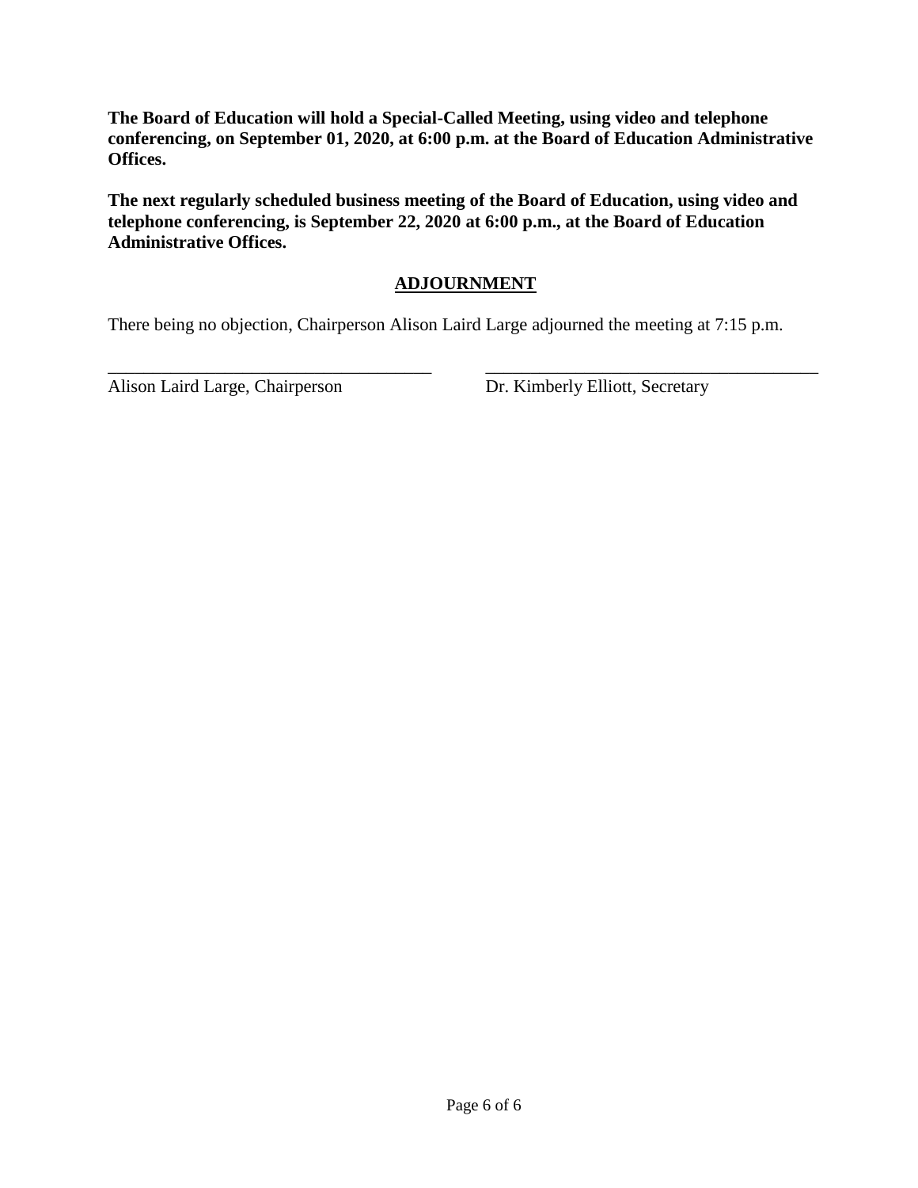**The Board of Education will hold a Special-Called Meeting, using video and telephone conferencing, on September 01, 2020, at 6:00 p.m. at the Board of Education Administrative Offices.**

**The next regularly scheduled business meeting of the Board of Education, using video and telephone conferencing, is September 22, 2020 at 6:00 p.m., at the Board of Education Administrative Offices.**

## ADJOURNMENT

There being no objection, Chairperson Alison Laird Large adjourned the meeting at 7:15 p.m.

| | |
|---|---|
| _____________________________________ | _______________________________________ |
| Alison Laird Large, Chairperson | Dr. Kimberly Elliott, Secretary |